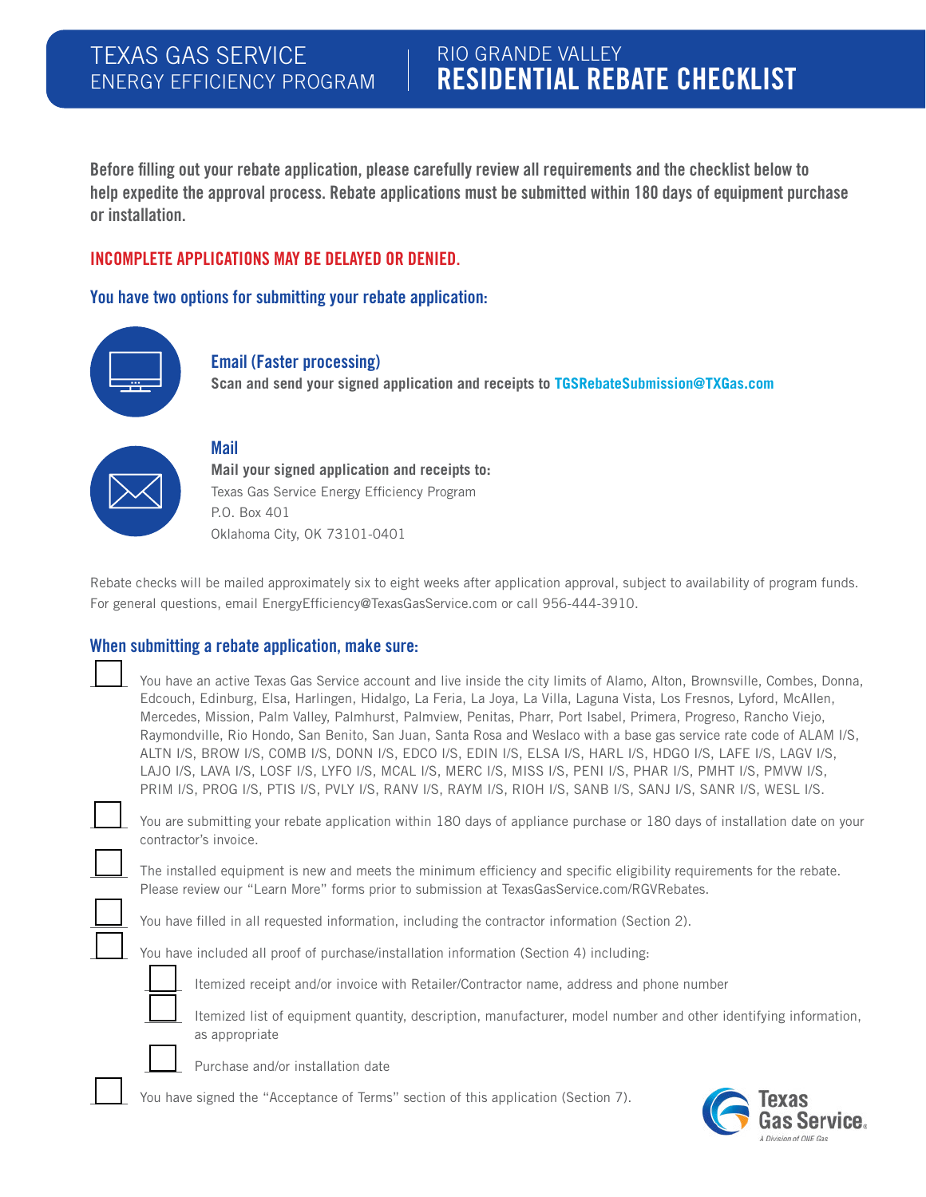# TEXAS GAS SERVICE ENERGY EFFICIENCY PROGRAM

## RIO GRANDE VALLEY RESIDENTIAL REBATE CHECKLIST

**Before filling out your rebate application, please carefully review all requirements and the checklist below to help expedite the approval process. Rebate applications must be submitted within 180 days of equipment purchase or installation.**

**INCOMPLETE APPLICATIONS MAY BE DELAYED OR DENIED.**

### You have two options for submitting your rebate application:

**Email (Faster processing)**
**Scan and send your signed application and receipts to TGSRebateSubmission@TXGas.com**

**Mail**
**Mail your signed application and receipts to:**
Texas Gas Service Energy Efficiency Program
P.O. Box 401
Oklahoma City, OK 73101-0401

Rebate checks will be mailed approximately six to eight weeks after application approval, subject to availability of program funds. For general questions, email EnergyEfficiency@TexasGasService.com or call 956-444-3910.

### When submitting a rebate application, make sure:

- [ ] You have an active Texas Gas Service account and live inside the city limits of Alamo, Alton, Brownsville, Combes, Donna, Edcouch, Edinburg, Elsa, Harlingen, Hidalgo, La Feria, La Joya, La Villa, Laguna Vista, Los Fresnos, Lyford, McAllen, Mercedes, Mission, Palm Valley, Palmhurst, Palmview, Penitas, Pharr, Port Isabel, Primera, Progreso, Rancho Viejo, Raymondville, Rio Hondo, San Benito, San Juan, Santa Rosa and Weslaco with a base gas service rate code of ALAM I/S, ALTN I/S, BROW I/S, COMB I/S, DONN I/S, EDCO I/S, EDIN I/S, ELSA I/S, HARL I/S, HDGO I/S, LAFE I/S, LAGV I/S, LAJO I/S, LAVA I/S, LOSF I/S, LYFO I/S, MCAL I/S, MERC I/S, MISS I/S, PENI I/S, PHAR I/S, PMHT I/S, PMVW I/S, PRIM I/S, PROG I/S, PTIS I/S, PVLY I/S, RANV I/S, RAYM I/S, RIOH I/S, SANB I/S, SANJ I/S, SANR I/S, WESL I/S.
- [ ] You are submitting your rebate application within 180 days of appliance purchase or 180 days of installation date on your contractor's invoice.
- [ ] The installed equipment is new and meets the minimum efficiency and specific eligibility requirements for the rebate. Please review our "Learn More" forms prior to submission at TexasGasService.com/RGVRebates.
- [ ] You have filled in all requested information, including the contractor information (Section 2).
- [ ] You have included all proof of purchase/installation information (Section 4) including:
  - [ ] Itemized receipt and/or invoice with Retailer/Contractor name, address and phone number
  - [ ] Itemized list of equipment quantity, description, manufacturer, model number and other identifying information, as appropriate
  - [ ] Purchase and/or installation date
- [ ] You have signed the "Acceptance of Terms" section of this application (Section 7).

Texas Gas Service
A Division of ONE Gas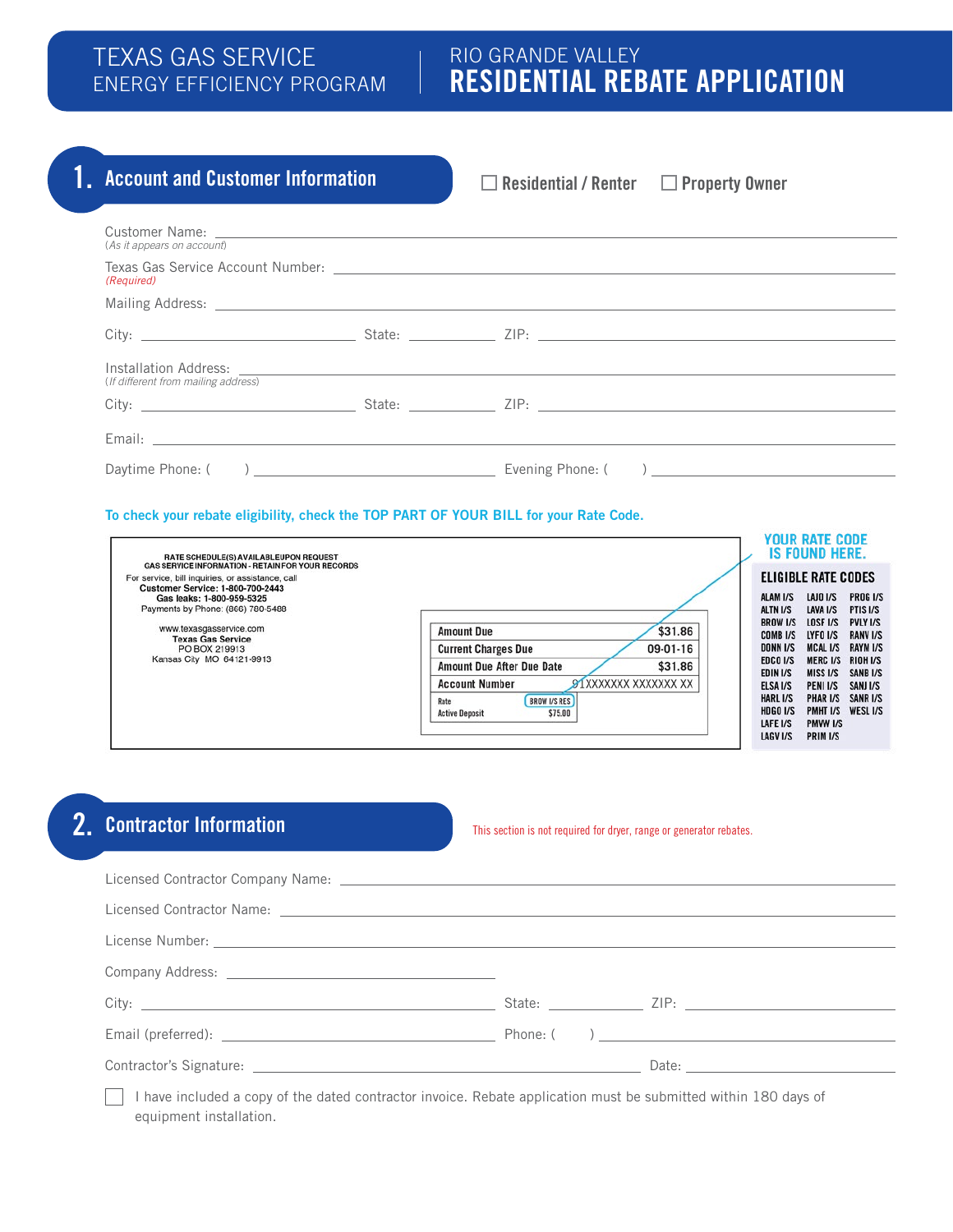# TEXAS GAS SERVICE ENERGY EFFICIENCY PROGRAM

# RIO GRANDE VALLEY RESIDENTIAL REBATE APPLICATION

## 1. Account and Customer Information

☐ Residential / Renter ☐ Property Owner

Customer Name: ______________________________
(As it appears on account)

Texas Gas Service Account Number: ______________________________
(Required)

Mailing Address: ______________________________

City: ______________ State: ________ ZIP: ______________

Installation Address: ______________________________
(If different from mailing address)

City: ______________ State: ________ ZIP: ______________

Email: ______________________________

Daytime Phone: ( ) ______________ Evening Phone: ( ) ______________

**To check your rebate eligibility, check the TOP PART OF YOUR BILL for your Rate Code.**

RATE SCHEDULE(S) AVAILABLE UPON REQUEST
GAS SERVICE INFORMATION - RETAIN FOR YOUR RECORDS
For service, bill inquiries, or assistance, call
Customer Service: 1-800-700-2443
Gas leaks: 1-800-959-5325
Payments by Phone: (866) 780-5488

www.texasgasservice.com
Texas Gas Service
PO BOX 219913
Kansas City MO 64121-9913

| | |
|---|---|
| Amount Due | $31.86 |
| Current Charges Due | 09-01-16 |
| Amount Due After Due Date | $31.86 |
| Account Number | 91XXXXXXX XXXXXXX XX |

| | |
|---|---|
| Rate | BROW I/S RES |
| Active Deposit | $75.00 |

**YOUR RATE CODE IS FOUND HERE.**

**ELIGIBLE RATE CODES**

| | | |
|---|---|---|
| ALAM I/S | LAJO I/S | PROG I/S |
| ALTN I/S | LAVA I/S | PTIS I/S |
| BROW I/S | LOSF I/S | PVLY I/S |
| COMB I/S | LYFO I/S | RANV I/S |
| DONN I/S | MCAL I/S | RAYM I/S |
| EDCO I/S | MERC I/S | RIOH I/S |
| EDIN I/S | MISS I/S | SANB I/S |
| ELSA I/S | PENI I/S | SANJ I/S |
| HARL I/S | PHAR I/S | SANR I/S |
| HDGO I/S | PMHT I/S | WESL I/S |
| LAFE I/S | PMVW I/S | |
| LAGV I/S | PRIM I/S | |

## 2. Contractor Information

This section is not required for dryer, range or generator rebates.

Licensed Contractor Company Name: ______________________________

Licensed Contractor Name: ______________________________

License Number: ______________________________

Company Address: ______________________________

City: ______________ State: ________ ZIP: ______________

Email (preferred): ______________ Phone: ( ) ______________

Contractor's Signature: ______________ Date: ______________

☐ I have included a copy of the dated contractor invoice. Rebate application must be submitted within 180 days of equipment installation.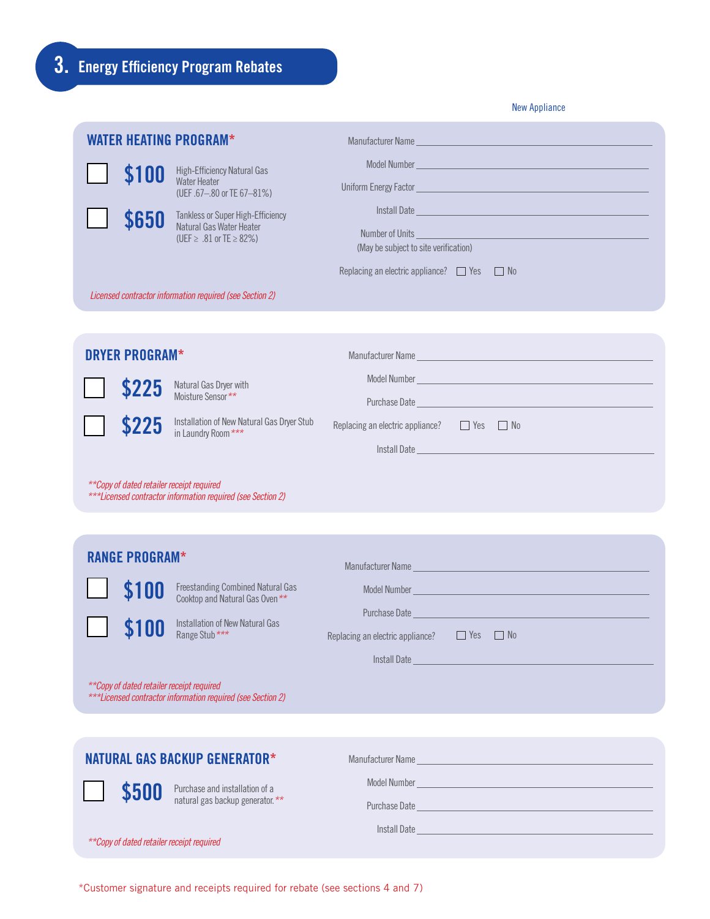## 3. Energy Efficiency Program Rebates

New Appliance

### WATER HEATING PROGRAM*

- ☐ **$100** High-Efficiency Natural Gas Water Heater (UEF .67–.80 or TE 67–81%)
- ☐ **$650** Tankless or Super High-Efficiency Natural Gas Water Heater (UEF ≥ .81 or TE ≥ 82%)

Manufacturer Name ____________________

Model Number ____________________

Uniform Energy Factor ____________________

Install Date ____________________

Number of Units ____________________
(May be subject to site verification)

Replacing an electric appliance? ☐ Yes ☐ No

*Licensed contractor information required (see Section 2)*

### DRYER PROGRAM*

- ☐ **$225** Natural Gas Dryer with Moisture Sensor**
- ☐ **$225** Installation of New Natural Gas Dryer Stub in Laundry Room***

Manufacturer Name ____________________

Model Number ____________________

Purchase Date ____________________

Replacing an electric appliance? ☐ Yes ☐ No

Install Date ____________________

*\*\*Copy of dated retailer receipt required*
*\*\*\*Licensed contractor information required (see Section 2)*

### RANGE PROGRAM*

- ☐ **$100** Freestanding Combined Natural Gas Cooktop and Natural Gas Oven**
- ☐ **$100** Installation of New Natural Gas Range Stub***

Manufacturer Name ____________________

Model Number ____________________

Purchase Date ____________________

Replacing an electric appliance? ☐ Yes ☐ No

Install Date ____________________

*\*\*Copy of dated retailer receipt required*
*\*\*\*Licensed contractor information required (see Section 2)*

### NATURAL GAS BACKUP GENERATOR*

- ☐ **$500** Purchase and installation of a natural gas backup generator.**

Manufacturer Name ____________________

Model Number ____________________

Purchase Date ____________________

Install Date ____________________

*\*\*Copy of dated retailer receipt required*

*Customer signature and receipts required for rebate (see sections 4 and 7)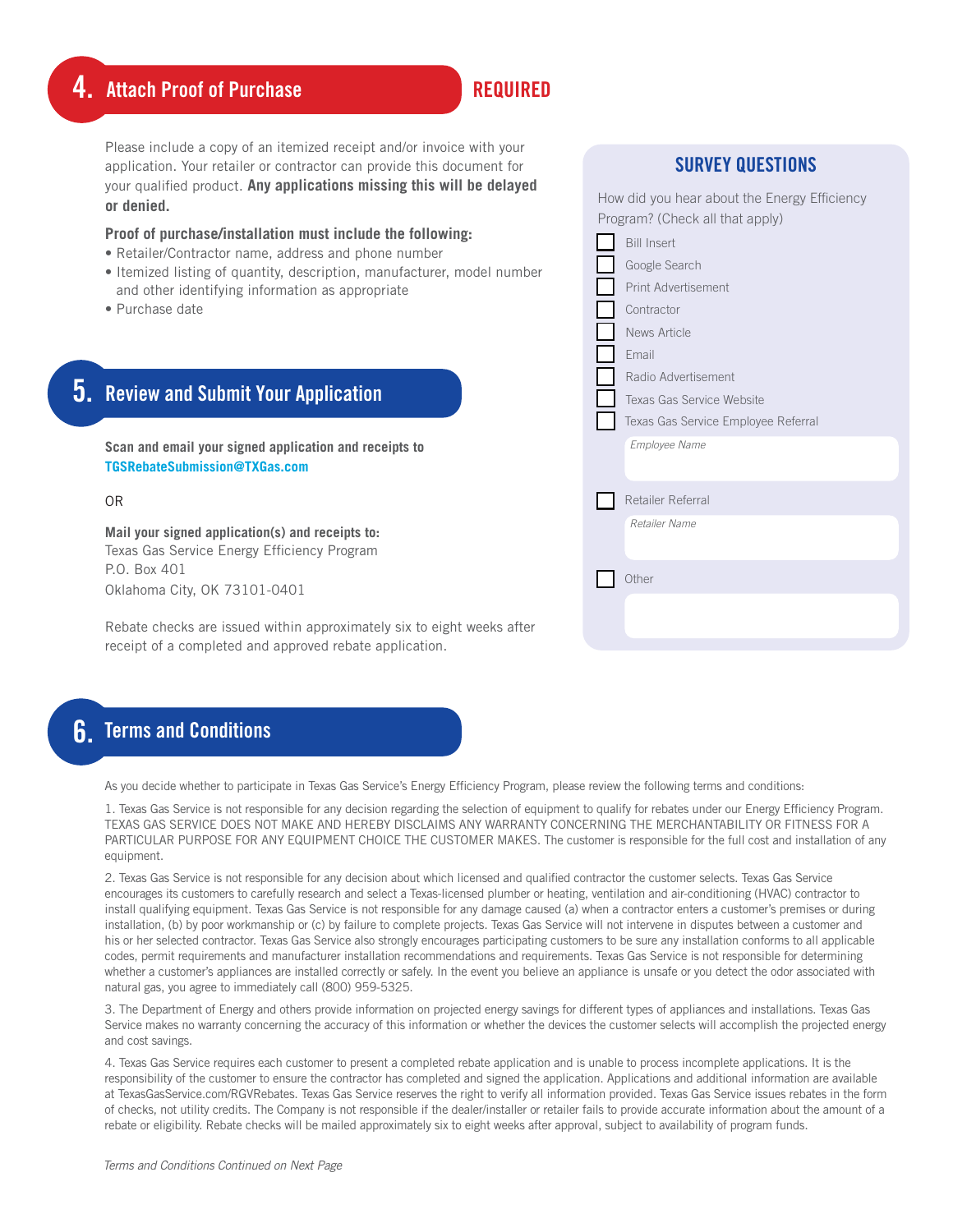## 4. Attach Proof of Purchase

**REQUIRED**

Please include a copy of an itemized receipt and/or invoice with your application. Your retailer or contractor can provide this document for your qualified product. **Any applications missing this will be delayed or denied.**

**Proof of purchase/installation must include the following:**

- Retailer/Contractor name, address and phone number
- Itemized listing of quantity, description, manufacturer, model number and other identifying information as appropriate
- Purchase date

## 5. Review and Submit Your Application

**Scan and email your signed application and receipts to TGSRebateSubmission@TXGas.com**

OR

**Mail your signed application(s) and receipts to:**
Texas Gas Service Energy Efficiency Program
P.O. Box 401
Oklahoma City, OK 73101-0401

Rebate checks are issued within approximately six to eight weeks after receipt of a completed and approved rebate application.

## SURVEY QUESTIONS

How did you hear about the Energy Efficiency Program? (Check all that apply)

- [ ] Bill Insert
- [ ] Google Search
- [ ] Print Advertisement
- [ ] Contractor
- [ ] News Article
- [ ] Email
- [ ] Radio Advertisement
- [ ] Texas Gas Service Website
- [ ] Texas Gas Service Employee Referral

  *Employee Name*

- [ ] Retailer Referral

  *Retailer Name*

- [ ] Other

## 6. Terms and Conditions

As you decide whether to participate in Texas Gas Service's Energy Efficiency Program, please review the following terms and conditions:

1. Texas Gas Service is not responsible for any decision regarding the selection of equipment to qualify for rebates under our Energy Efficiency Program. TEXAS GAS SERVICE DOES NOT MAKE AND HEREBY DISCLAIMS ANY WARRANTY CONCERNING THE MERCHANTABILITY OR FITNESS FOR A PARTICULAR PURPOSE FOR ANY EQUIPMENT CHOICE THE CUSTOMER MAKES. The customer is responsible for the full cost and installation of any equipment.

2. Texas Gas Service is not responsible for any decision about which licensed and qualified contractor the customer selects. Texas Gas Service encourages its customers to carefully research and select a Texas-licensed plumber or heating, ventilation and air-conditioning (HVAC) contractor to install qualifying equipment. Texas Gas Service is not responsible for any damage caused (a) when a contractor enters a customer's premises or during installation, (b) by poor workmanship or (c) by failure to complete projects. Texas Gas Service will not intervene in disputes between a customer and his or her selected contractor. Texas Gas Service also strongly encourages participating customers to be sure any installation conforms to all applicable codes, permit requirements and manufacturer installation recommendations and requirements. Texas Gas Service is not responsible for determining whether a customer's appliances are installed correctly or safely. In the event you believe an appliance is unsafe or you detect the odor associated with natural gas, you agree to immediately call (800) 959-5325.

3. The Department of Energy and others provide information on projected energy savings for different types of appliances and installations. Texas Gas Service makes no warranty concerning the accuracy of this information or whether the devices the customer selects will accomplish the projected energy and cost savings.

4. Texas Gas Service requires each customer to present a completed rebate application and is unable to process incomplete applications. It is the responsibility of the customer to ensure the contractor has completed and signed the application. Applications and additional information are available at TexasGasService.com/RGVRebates. Texas Gas Service reserves the right to verify all information provided. Texas Gas Service issues rebates in the form of checks, not utility credits. The Company is not responsible if the dealer/installer or retailer fails to provide accurate information about the amount of a rebate or eligibility. Rebate checks will be mailed approximately six to eight weeks after approval, subject to availability of program funds.

*Terms and Conditions Continued on Next Page*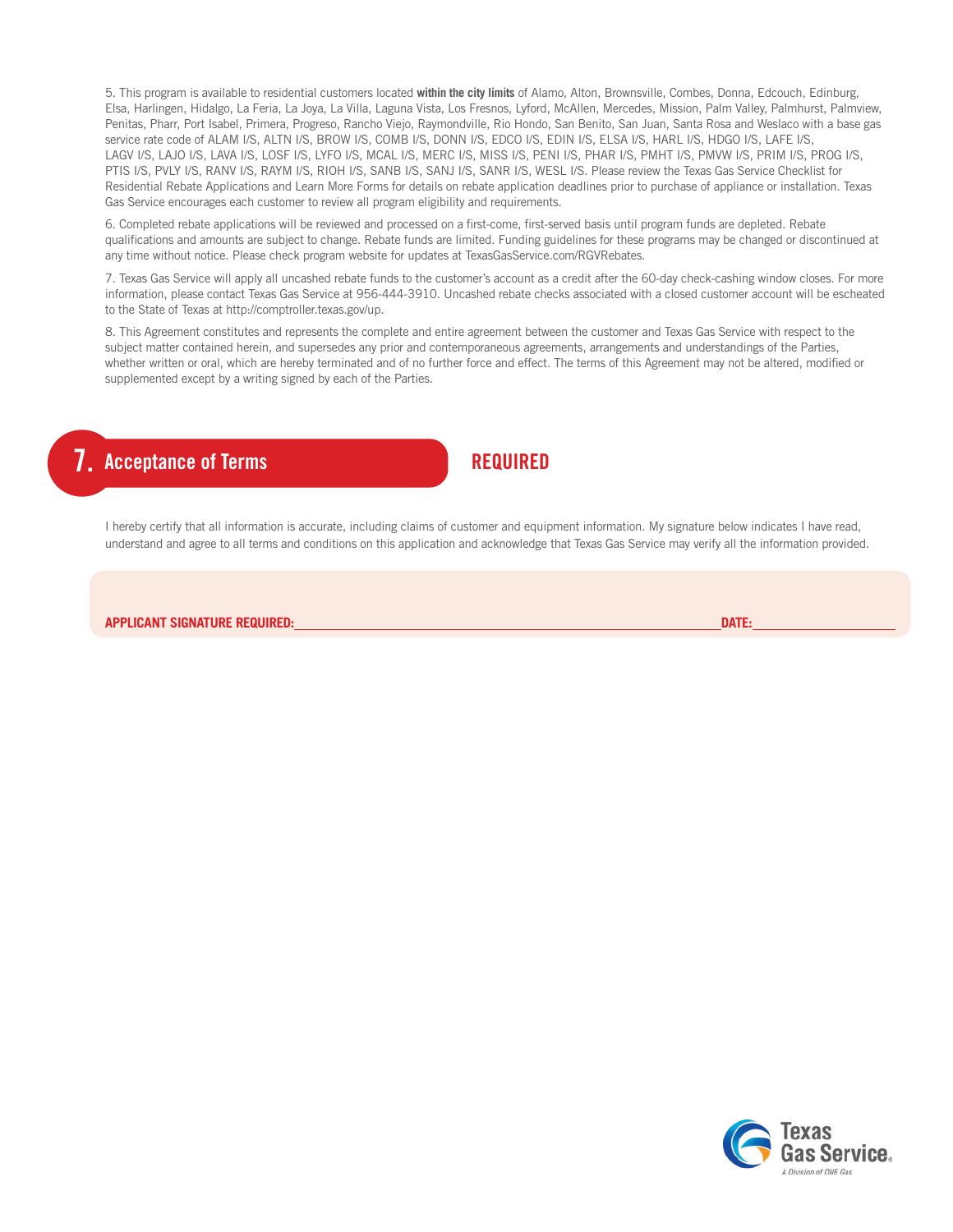5. This program is available to residential customers located **within the city limits** of Alamo, Alton, Brownsville, Combes, Donna, Edcouch, Edinburg, Elsa, Harlingen, Hidalgo, La Feria, La Joya, La Villa, Laguna Vista, Los Fresnos, Lyford, McAllen, Mercedes, Mission, Palm Valley, Palmhurst, Palmview, Penitas, Pharr, Port Isabel, Primera, Progreso, Rancho Viejo, Raymondville, Rio Hondo, San Benito, San Juan, Santa Rosa and Weslaco with a base gas service rate code of ALAM I/S, ALTN I/S, BROW I/S, COMB I/S, DONN I/S, EDCO I/S, EDIN I/S, ELSA I/S, HARL I/S, HDGO I/S, LAFE I/S, LAGV I/S, LAJO I/S, LAVA I/S, LOSF I/S, LYFO I/S, MCAL I/S, MERC I/S, MISS I/S, PENI I/S, PHAR I/S, PMHT I/S, PMVW I/S, PRIM I/S, PROG I/S, PTIS I/S, PVLY I/S, RANV I/S, RAYM I/S, RIOH I/S, SANB I/S, SANJ I/S, SANR I/S, WESL I/S. Please review the Texas Gas Service Checklist for Residential Rebate Applications and Learn More Forms for details on rebate application deadlines prior to purchase of appliance or installation. Texas Gas Service encourages each customer to review all program eligibility and requirements.

6. Completed rebate applications will be reviewed and processed on a first-come, first-served basis until program funds are depleted. Rebate qualifications and amounts are subject to change. Rebate funds are limited. Funding guidelines for these programs may be changed or discontinued at any time without notice. Please check program website for updates at TexasGasService.com/RGVRebates.

7. Texas Gas Service will apply all uncashed rebate funds to the customer's account as a credit after the 60-day check-cashing window closes. For more information, please contact Texas Gas Service at 956-444-3910. Uncashed rebate checks associated with a closed customer account will be escheated to the State of Texas at http://comptroller.texas.gov/up.

8. This Agreement constitutes and represents the complete and entire agreement between the customer and Texas Gas Service with respect to the subject matter contained herein, and supersedes any prior and contemporaneous agreements, arrangements and understandings of the Parties, whether written or oral, which are hereby terminated and of no further force and effect. The terms of this Agreement may not be altered, modified or supplemented except by a writing signed by each of the Parties.

## 7. Acceptance of Terms

**REQUIRED**

I hereby certify that all information is accurate, including claims of customer and equipment information. My signature below indicates I have read, understand and agree to all terms and conditions on this application and acknowledge that Texas Gas Service may verify all the information provided.

**APPLICANT SIGNATURE REQUIRED:**\_\_\_\_\_\_\_\_\_\_\_\_\_\_\_\_\_\_\_\_\_\_\_\_\_\_\_\_\_\_\_\_\_\_\_\_\_\_\_\_ **DATE:**\_\_\_\_\_\_\_\_\_\_\_\_\_\_\_\_

Texas Gas Service
A Division of ONE Gas